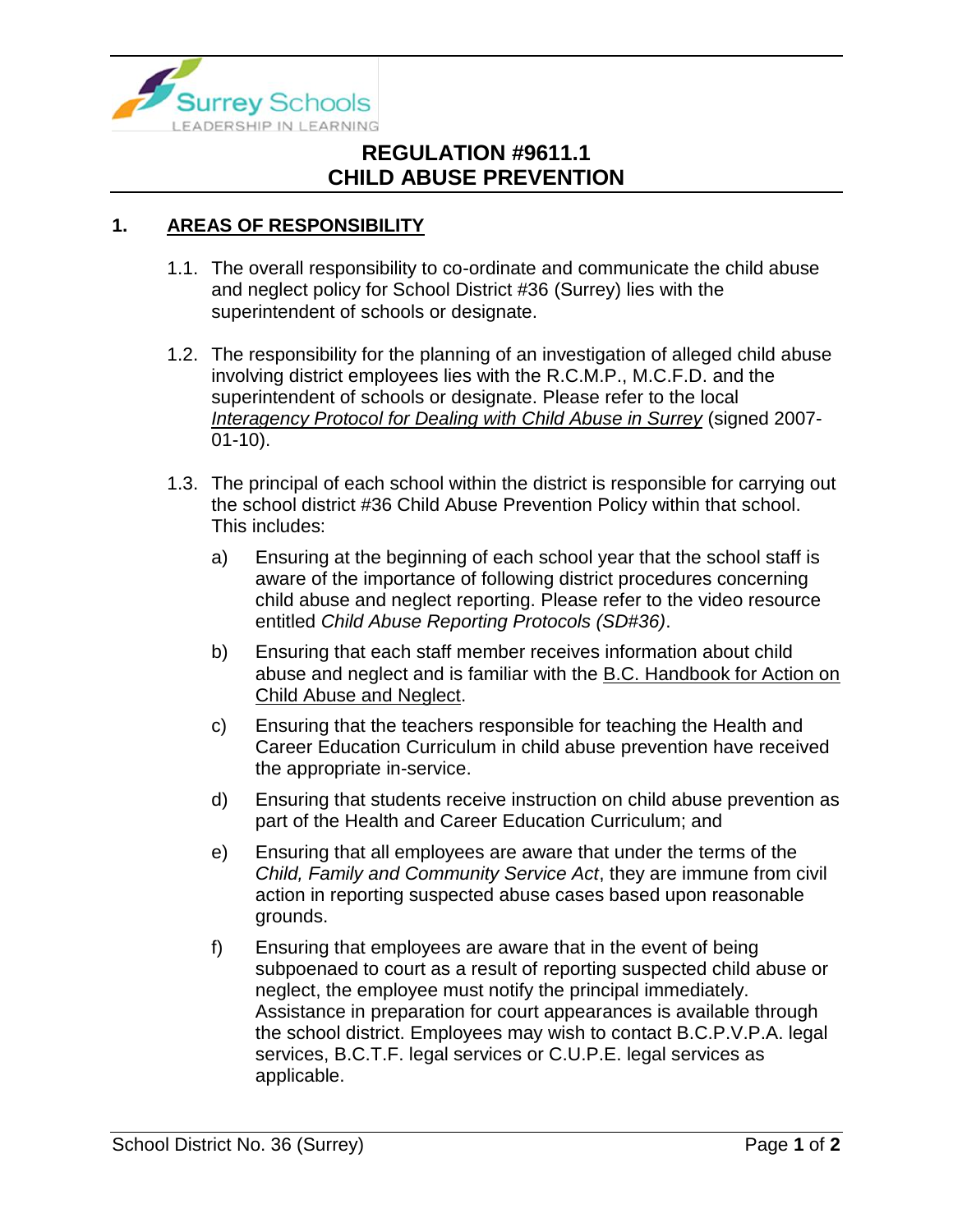# REGULATION #9611.1
# CHILD ABUSE PREVENTION

## 1. AREAS OF RESPONSIBILITY

1.1. The overall responsibility to co-ordinate and communicate the child abuse and neglect policy for School District #36 (Surrey) lies with the superintendent of schools or designate.

1.2. The responsibility for the planning of an investigation of alleged child abuse involving district employees lies with the R.C.M.P., M.C.F.D. and the superintendent of schools or designate. Please refer to the local *Interagency Protocol for Dealing with Child Abuse in Surrey* (signed 2007-01-10).

1.3. The principal of each school within the district is responsible for carrying out the school district #36 Child Abuse Prevention Policy within that school. This includes:

a) Ensuring at the beginning of each school year that the school staff is aware of the importance of following district procedures concerning child abuse and neglect reporting. Please refer to the video resource entitled *Child Abuse Reporting Protocols (SD#36)*.

b) Ensuring that each staff member receives information about child abuse and neglect and is familiar with the B.C. Handbook for Action on Child Abuse and Neglect.

c) Ensuring that the teachers responsible for teaching the Health and Career Education Curriculum in child abuse prevention have received the appropriate in-service.

d) Ensuring that students receive instruction on child abuse prevention as part of the Health and Career Education Curriculum; and

e) Ensuring that all employees are aware that under the terms of the *Child, Family and Community Service Act*, they are immune from civil action in reporting suspected abuse cases based upon reasonable grounds.

f) Ensuring that employees are aware that in the event of being subpoenaed to court as a result of reporting suspected child abuse or neglect, the employee must notify the principal immediately. Assistance in preparation for court appearances is available through the school district. Employees may wish to contact B.C.P.V.P.A. legal services, B.C.T.F. legal services or C.U.P.E. legal services as applicable.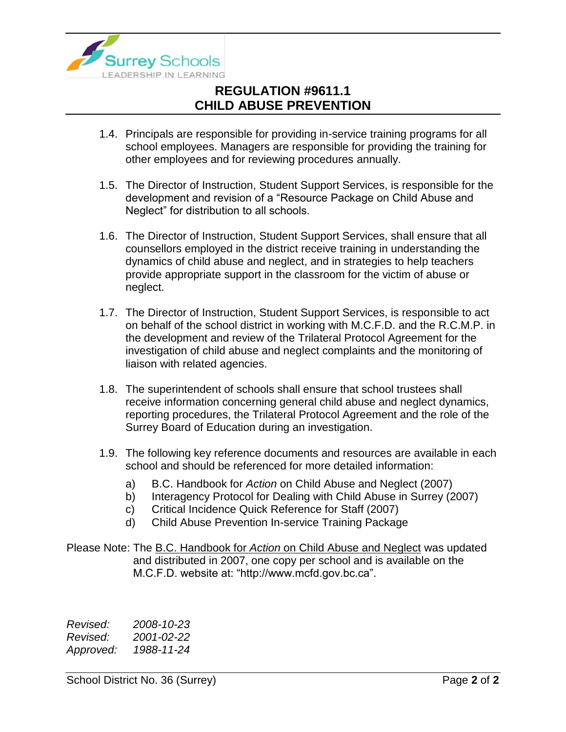# REGULATION #9611.1
# CHILD ABUSE PREVENTION

1.4. Principals are responsible for providing in-service training programs for all school employees. Managers are responsible for providing the training for other employees and for reviewing procedures annually.

1.5. The Director of Instruction, Student Support Services, is responsible for the development and revision of a "Resource Package on Child Abuse and Neglect" for distribution to all schools.

1.6. The Director of Instruction, Student Support Services, shall ensure that all counsellors employed in the district receive training in understanding the dynamics of child abuse and neglect, and in strategies to help teachers provide appropriate support in the classroom for the victim of abuse or neglect.

1.7. The Director of Instruction, Student Support Services, is responsible to act on behalf of the school district in working with M.C.F.D. and the R.C.M.P. in the development and review of the Trilateral Protocol Agreement for the investigation of child abuse and neglect complaints and the monitoring of liaison with related agencies.

1.8. The superintendent of schools shall ensure that school trustees shall receive information concerning general child abuse and neglect dynamics, reporting procedures, the Trilateral Protocol Agreement and the role of the Surrey Board of Education during an investigation.

1.9. The following key reference documents and resources are available in each school and should be referenced for more detailed information:

   a) B.C. Handbook for *Action* on Child Abuse and Neglect (2007)
   b) Interagency Protocol for Dealing with Child Abuse in Surrey (2007)
   c) Critical Incidence Quick Reference for Staff (2007)
   d) Child Abuse Prevention In-service Training Package

Please Note: The B.C. Handbook for *Action* on Child Abuse and Neglect was updated and distributed in 2007, one copy per school and is available on the M.C.F.D. website at: "http://www.mcfd.gov.bc.ca".

*Revised: 2008-10-23*
*Revised: 2001-02-22*
*Approved: 1988-11-24*